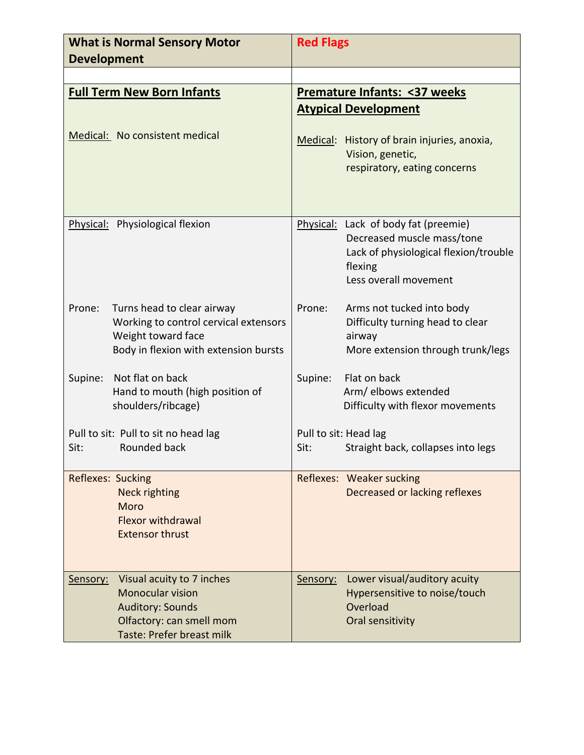| What is Normal Sensory Motor Development | Red Flags |
| --- | --- |
| | |
| **Full Term New Born Infants** | **Premature Infants: <37 weeks**<br>**Atypical Development** |
| Medical: No consistent medical | Medical: History of brain injuries, anoxia, Vision, genetic, respiratory, eating concerns |
| Physical: Physiological flexion<br><br>Prone: Turns head to clear airway<br>Working to control cervical extensors<br>Weight toward face<br>Body in flexion with extension bursts<br><br>Supine: Not flat on back<br>Hand to mouth (high position of shoulders/ribcage)<br><br>Pull to sit: Pull to sit no head lag<br>Sit: Rounded back | Physical: Lack of body fat (preemie)<br>Decreased muscle mass/tone<br>Lack of physiological flexion/trouble flexing<br>Less overall movement<br><br>Prone: Arms not tucked into body<br>Difficulty turning head to clear airway<br>More extension through trunk/legs<br><br>Supine: Flat on back<br>Arm/ elbows extended<br>Difficulty with flexor movements<br><br>Pull to sit: Head lag<br>Sit: Straight back, collapses into legs |
| Reflexes: Sucking<br>Neck righting<br>Moro<br>Flexor withdrawal<br>Extensor thrust | Reflexes: Weaker sucking<br>Decreased or lacking reflexes |
| Sensory: Visual acuity to 7 inches<br>Monocular vision<br>Auditory: Sounds<br>Olfactory: can smell mom<br>Taste: Prefer breast milk | Sensory: Lower visual/auditory acuity<br>Hypersensitive to noise/touch<br>Overload<br>Oral sensitivity |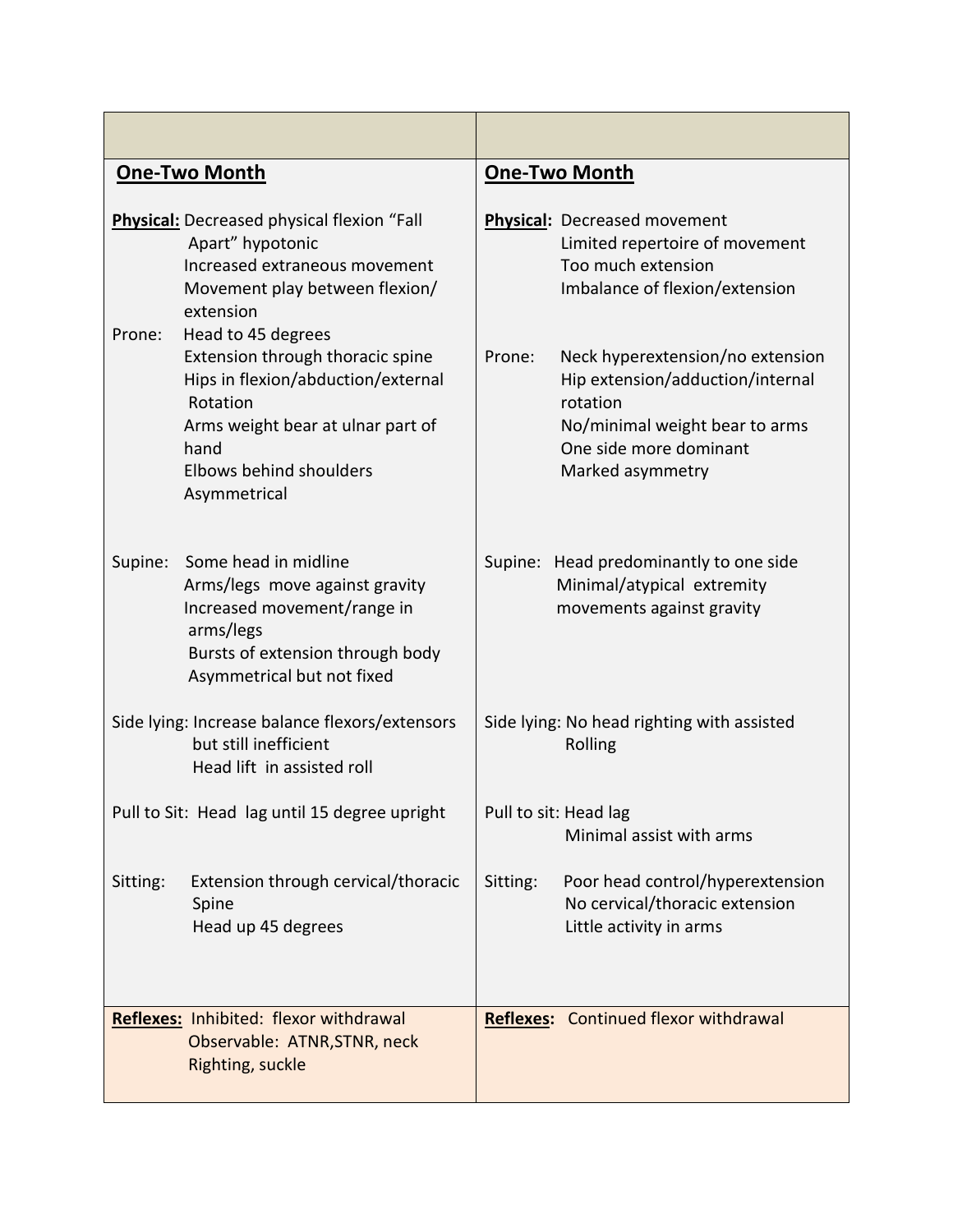| | |
|---|---|
| **One-Two Month**<br><br>**Physical:** Decreased physical flexion "Fall Apart" hypotonic<br>Increased extraneous movement<br>Movement play between flexion/ extension<br>Prone: Head to 45 degrees<br>Extension through thoracic spine<br>Hips in flexion/abduction/external Rotation<br>Arms weight bear at ulnar part of hand<br>Elbows behind shoulders<br>Asymmetrical<br><br>Supine: Some head in midline<br>Arms/legs move against gravity<br>Increased movement/range in arms/legs<br>Bursts of extension through body<br>Asymmetrical but not fixed<br><br>Side lying: Increase balance flexors/extensors but still inefficient<br>Head lift in assisted roll<br><br>Pull to Sit: Head lag until 15 degree upright<br><br>Sitting: Extension through cervical/thoracic Spine<br>Head up 45 degrees | **One-Two Month**<br><br>**Physical:** Decreased movement<br>Limited repertoire of movement<br>Too much extension<br>Imbalance of flexion/extension<br><br>Prone: Neck hyperextension/no extension<br>Hip extension/adduction/internal rotation<br>No/minimal weight bear to arms<br>One side more dominant<br>Marked asymmetry<br><br>Supine: Head predominantly to one side<br>Minimal/atypical extremity movements against gravity<br><br>Side lying: No head righting with assisted Rolling<br><br>Pull to sit: Head lag<br>Minimal assist with arms<br><br>Sitting: Poor head control/hyperextension<br>No cervical/thoracic extension<br>Little activity in arms |
| **Reflexes:** Inhibited: flexor withdrawal<br>Observable: ATNR,STNR, neck Righting, suckle | **Reflexes:** Continued flexor withdrawal |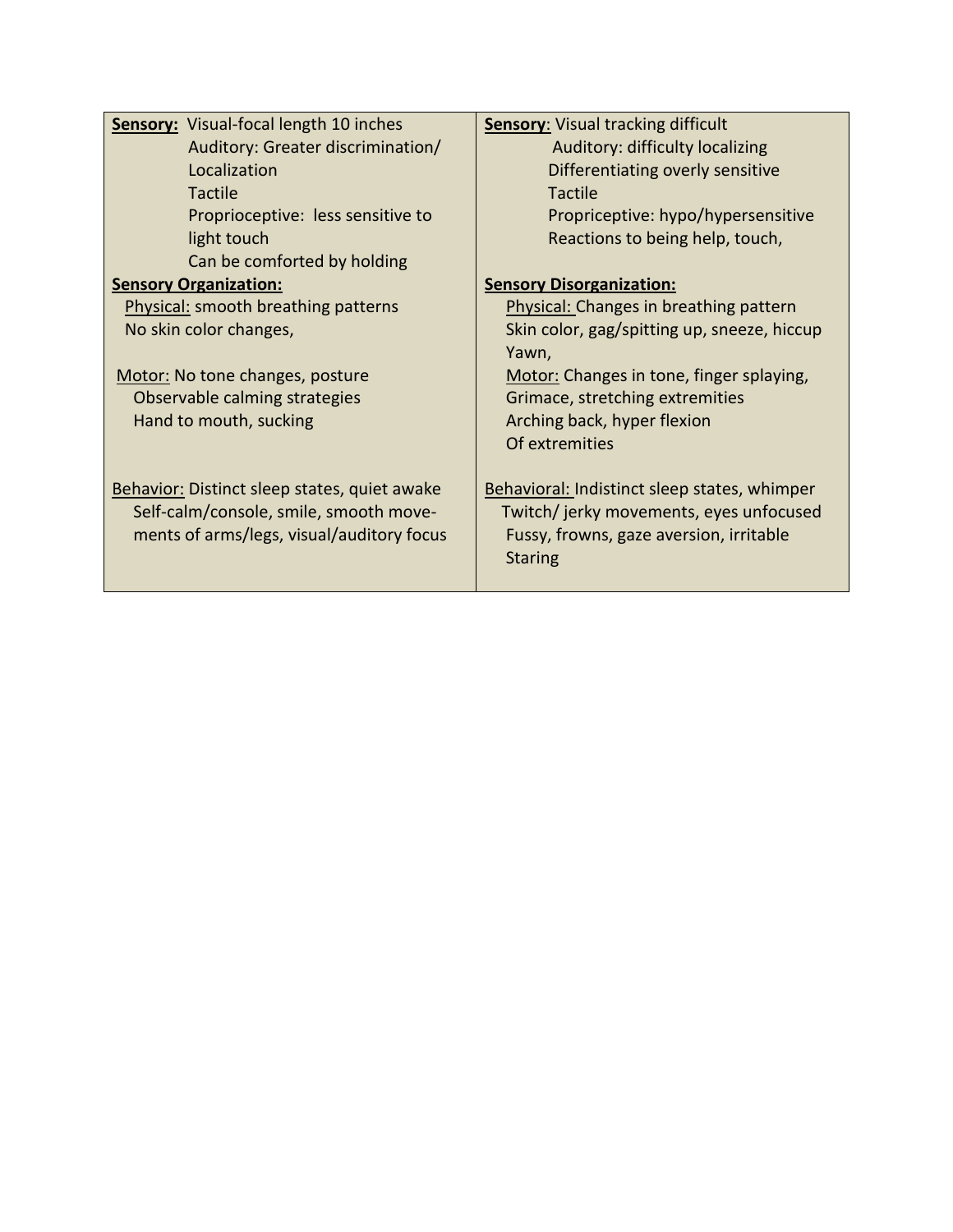| | |
|---|---|
| **Sensory:** Visual-focal length 10 inches<br>Auditory: Greater discrimination/ Localization<br>Tactile<br>Proprioceptive: less sensitive to light touch<br>Can be comforted by holding | **Sensory**: Visual tracking difficult<br>Auditory: difficulty localizing<br>Differentiating overly sensitive<br>Tactile<br>Propriceptive: hypo/hypersensitive<br>Reactions to being help, touch, |
| **Sensory Organization:**<br>Physical: smooth breathing patterns<br>No skin color changes,<br><br>Motor: No tone changes, posture<br>Observable calming strategies<br>Hand to mouth, sucking<br><br>Behavior: Distinct sleep states, quiet awake<br>Self-calm/console, smile, smooth movements of arms/legs, visual/auditory focus | **Sensory Disorganization:**<br>Physical: Changes in breathing pattern<br>Skin color, gag/spitting up, sneeze, hiccup<br>Yawn,<br>Motor: Changes in tone, finger splaying,<br>Grimace, stretching extremities<br>Arching back, hyper flexion<br>Of extremities<br><br>Behavioral: Indistinct sleep states, whimper<br>Twitch/ jerky movements, eyes unfocused<br>Fussy, frowns, gaze aversion, irritable<br>Staring |